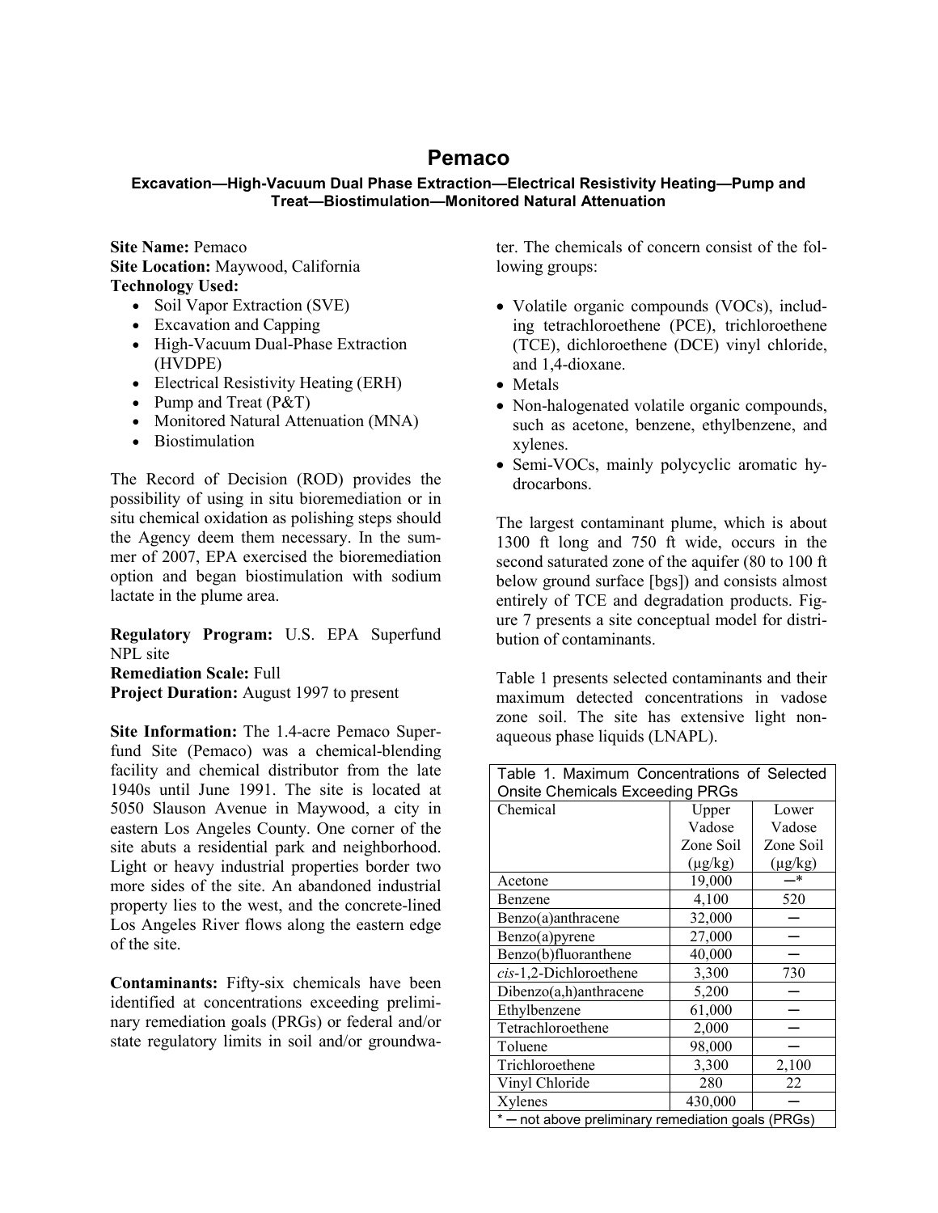# Pemaco

**Excavation—High-Vacuum Dual Phase Extraction—Electrical Resistivity Heating—Pump and Treat—Biostimulation—Monitored Natural Attenuation**

**Site Name:** Pemaco
**Site Location:** Maywood, California
**Technology Used:**

- Soil Vapor Extraction (SVE)
- Excavation and Capping
- High-Vacuum Dual-Phase Extraction (HVDPE)
- Electrical Resistivity Heating (ERH)
- Pump and Treat (P&T)
- Monitored Natural Attenuation (MNA)
- Biostimulation

The Record of Decision (ROD) provides the possibility of using in situ bioremediation or in situ chemical oxidation as polishing steps should the Agency deem them necessary. In the summer of 2007, EPA exercised the bioremediation option and began biostimulation with sodium lactate in the plume area.

**Regulatory Program:** U.S. EPA Superfund NPL site
**Remediation Scale:** Full
**Project Duration:** August 1997 to present

**Site Information:** The 1.4-acre Pemaco Superfund Site (Pemaco) was a chemical-blending facility and chemical distributor from the late 1940s until June 1991. The site is located at 5050 Slauson Avenue in Maywood, a city in eastern Los Angeles County. One corner of the site abuts a residential park and neighborhood. Light or heavy industrial properties border two more sides of the site. An abandoned industrial property lies to the west, and the concrete-lined Los Angeles River flows along the eastern edge of the site.

**Contaminants:** Fifty-six chemicals have been identified at concentrations exceeding preliminary remediation goals (PRGs) or federal and/or state regulatory limits in soil and/or groundwater. The chemicals of concern consist of the following groups:

- Volatile organic compounds (VOCs), including tetrachloroethene (PCE), trichloroethene (TCE), dichloroethene (DCE) vinyl chloride, and 1,4-dioxane.
- Metals
- Non-halogenated volatile organic compounds, such as acetone, benzene, ethylbenzene, and xylenes.
- Semi-VOCs, mainly polycyclic aromatic hydrocarbons.

The largest contaminant plume, which is about 1300 ft long and 750 ft wide, occurs in the second saturated zone of the aquifer (80 to 100 ft below ground surface [bgs]) and consists almost entirely of TCE and degradation products. Figure 7 presents a site conceptual model for distribution of contaminants.

Table 1 presents selected contaminants and their maximum detected concentrations in vadose zone soil. The site has extensive light non-aqueous phase liquids (LNAPL).

Table 1. Maximum Concentrations of Selected Onsite Chemicals Exceeding PRGs

| Chemical | Upper Vadose Zone Soil (μg/kg) | Lower Vadose Zone Soil (μg/kg) |
|---|---|---|
| Acetone | 19,000 | —* |
| Benzene | 4,100 | 520 |
| Benzo(a)anthracene | 32,000 | — |
| Benzo(a)pyrene | 27,000 | — |
| Benzo(b)fluoranthene | 40,000 | — |
| *cis*-1,2-Dichloroethene | 3,300 | 730 |
| Dibenzo(a,h)anthracene | 5,200 | — |
| Ethylbenzene | 61,000 | — |
| Tetrachloroethene | 2,000 | — |
| Toluene | 98,000 | — |
| Trichloroethene | 3,300 | 2,100 |
| Vinyl Chloride | 280 | 22 |
| Xylenes | 430,000 | — |

* — not above preliminary remediation goals (PRGs)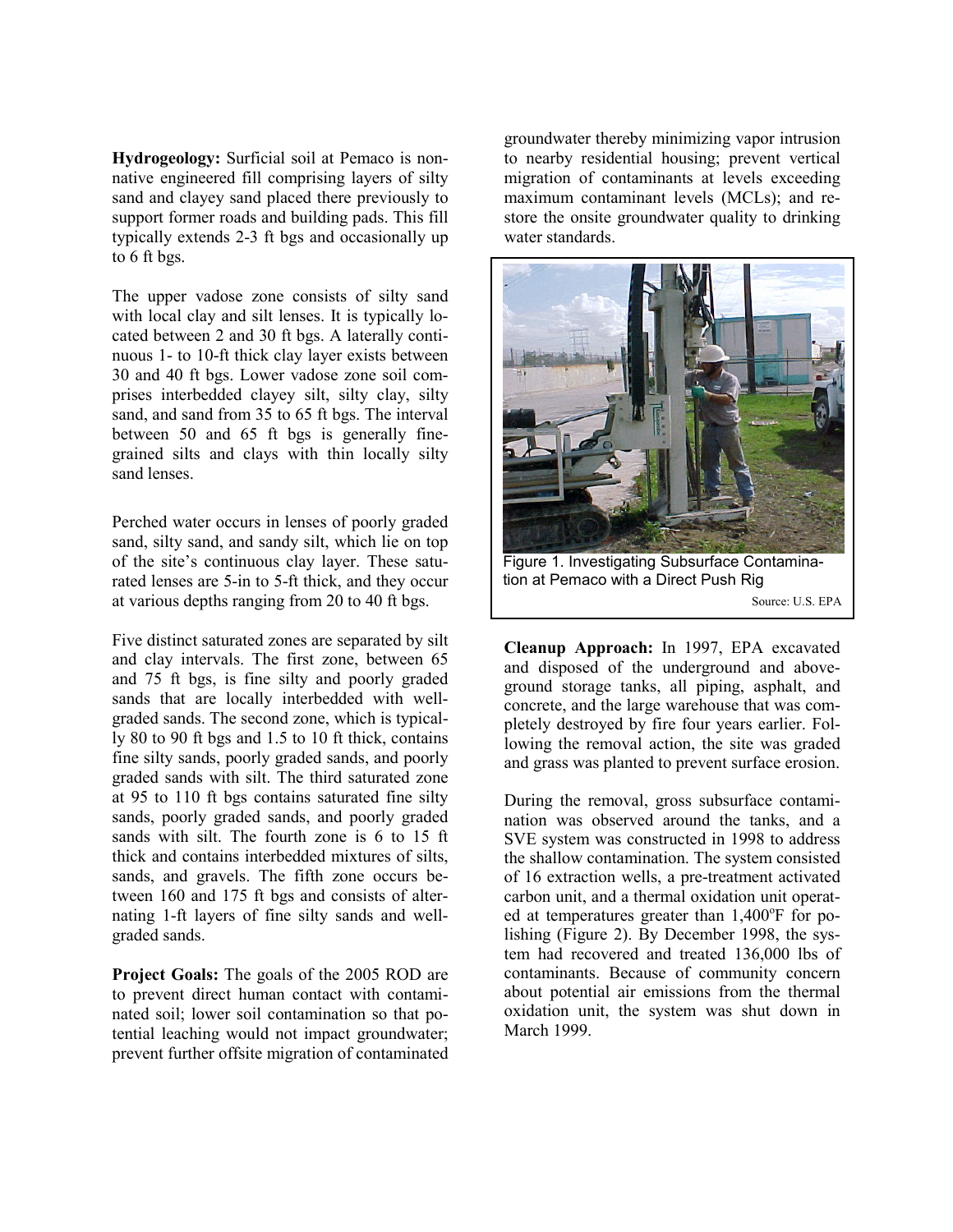**Hydrogeology:** Surficial soil at Pemaco is non-native engineered fill comprising layers of silty sand and clayey sand placed there previously to support former roads and building pads. This fill typically extends 2-3 ft bgs and occasionally up to 6 ft bgs.

The upper vadose zone consists of silty sand with local clay and silt lenses. It is typically located between 2 and 30 ft bgs. A laterally continuous 1- to 10-ft thick clay layer exists between 30 and 40 ft bgs. Lower vadose zone soil comprises interbedded clayey silt, silty clay, silty sand, and sand from 35 to 65 ft bgs. The interval between 50 and 65 ft bgs is generally fine-grained silts and clays with thin locally silty sand lenses.

Perched water occurs in lenses of poorly graded sand, silty sand, and sandy silt, which lie on top of the site's continuous clay layer. These saturated lenses are 5-in to 5-ft thick, and they occur at various depths ranging from 20 to 40 ft bgs.

Five distinct saturated zones are separated by silt and clay intervals. The first zone, between 65 and 75 ft bgs, is fine silty and poorly graded sands that are locally interbedded with well-graded sands. The second zone, which is typically 80 to 90 ft bgs and 1.5 to 10 ft thick, contains fine silty sands, poorly graded sands, and poorly graded sands with silt. The third saturated zone at 95 to 110 ft bgs contains saturated fine silty sands, poorly graded sands, and poorly graded sands with silt. The fourth zone is 6 to 15 ft thick and contains interbedded mixtures of silts, sands, and gravels. The fifth zone occurs between 160 and 175 ft bgs and consists of alternating 1-ft layers of fine silty sands and well-graded sands.

**Project Goals:** The goals of the 2005 ROD are to prevent direct human contact with contaminated soil; lower soil contamination so that potential leaching would not impact groundwater; prevent further offsite migration of contaminated groundwater thereby minimizing vapor intrusion to nearby residential housing; prevent vertical migration of contaminants at levels exceeding maximum contaminant levels (MCLs); and restore the onsite groundwater quality to drinking water standards.

Figure 1. Investigating Subsurface Contamination at Pemaco with a Direct Push Rig

Source: U.S. EPA

**Cleanup Approach:** In 1997, EPA excavated and disposed of the underground and aboveground storage tanks, all piping, asphalt, and concrete, and the large warehouse that was completely destroyed by fire four years earlier. Following the removal action, the site was graded and grass was planted to prevent surface erosion.

During the removal, gross subsurface contamination was observed around the tanks, and a SVE system was constructed in 1998 to address the shallow contamination. The system consisted of 16 extraction wells, a pre-treatment activated carbon unit, and a thermal oxidation unit operated at temperatures greater than 1,400°F for polishing (Figure 2). By December 1998, the system had recovered and treated 136,000 lbs of contaminants. Because of community concern about potential air emissions from the thermal oxidation unit, the system was shut down in March 1999.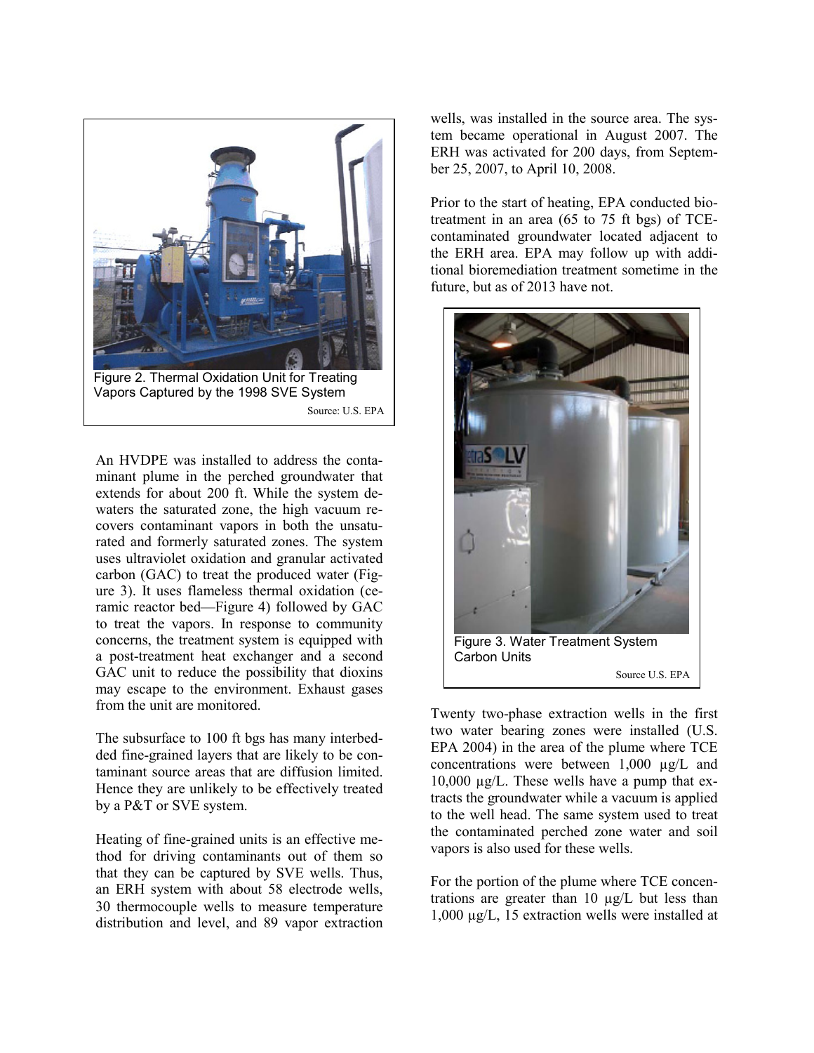Figure 2. Thermal Oxidation Unit for Treating Vapors Captured by the 1998 SVE System

Source: U.S. EPA

An HVDPE was installed to address the contaminant plume in the perched groundwater that extends for about 200 ft. While the system dewaters the saturated zone, the high vacuum recovers contaminant vapors in both the unsaturated and formerly saturated zones. The system uses ultraviolet oxidation and granular activated carbon (GAC) to treat the produced water (Figure 3). It uses flameless thermal oxidation (ceramic reactor bed—Figure 4) followed by GAC to treat the vapors. In response to community concerns, the treatment system is equipped with a post-treatment heat exchanger and a second GAC unit to reduce the possibility that dioxins may escape to the environment. Exhaust gases from the unit are monitored.

The subsurface to 100 ft bgs has many interbedded fine-grained layers that are likely to be contaminant source areas that are diffusion limited. Hence they are unlikely to be effectively treated by a P&T or SVE system.

Heating of fine-grained units is an effective method for driving contaminants out of them so that they can be captured by SVE wells. Thus, an ERH system with about 58 electrode wells, 30 thermocouple wells to measure temperature distribution and level, and 89 vapor extraction wells, was installed in the source area. The system became operational in August 2007. The ERH was activated for 200 days, from September 25, 2007, to April 10, 2008.

Prior to the start of heating, EPA conducted biotreatment in an area (65 to 75 ft bgs) of TCE-contaminated groundwater located adjacent to the ERH area. EPA may follow up with additional bioremediation treatment sometime in the future, but as of 2013 have not.

Figure 3. Water Treatment System Carbon Units

Source U.S. EPA

Twenty two-phase extraction wells in the first two water bearing zones were installed (U.S. EPA 2004) in the area of the plume where TCE concentrations were between 1,000 µg/L and 10,000 µg/L. These wells have a pump that extracts the groundwater while a vacuum is applied to the well head. The same system used to treat the contaminated perched zone water and soil vapors is also used for these wells.

For the portion of the plume where TCE concentrations are greater than 10 µg/L but less than 1,000 µg/L, 15 extraction wells were installed at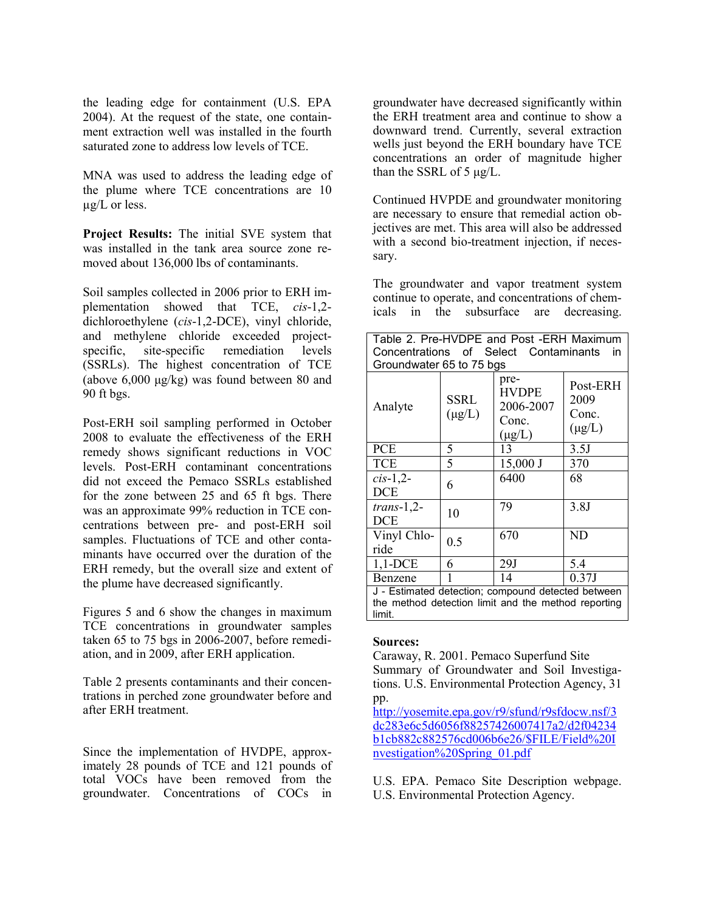the leading edge for containment (U.S. EPA 2004). At the request of the state, one containment extraction well was installed in the fourth saturated zone to address low levels of TCE.

MNA was used to address the leading edge of the plume where TCE concentrations are 10 µg/L or less.

**Project Results:** The initial SVE system that was installed in the tank area source zone removed about 136,000 lbs of contaminants.

Soil samples collected in 2006 prior to ERH implementation showed that TCE, *cis*-1,2-dichloroethylene (*cis*-1,2-DCE), vinyl chloride, and methylene chloride exceeded project-specific, site-specific remediation levels (SSRLs). The highest concentration of TCE (above 6,000 µg/kg) was found between 80 and 90 ft bgs.

Post-ERH soil sampling performed in October 2008 to evaluate the effectiveness of the ERH remedy shows significant reductions in VOC levels. Post-ERH contaminant concentrations did not exceed the Pemaco SSRLs established for the zone between 25 and 65 ft bgs. There was an approximate 99% reduction in TCE concentrations between pre- and post-ERH soil samples. Fluctuations of TCE and other contaminants have occurred over the duration of the ERH remedy, but the overall size and extent of the plume have decreased significantly.

Figures 5 and 6 show the changes in maximum TCE concentrations in groundwater samples taken 65 to 75 bgs in 2006-2007, before remediation, and in 2009, after ERH application.

Table 2 presents contaminants and their concentrations in perched zone groundwater before and after ERH treatment.

Since the implementation of HVDPE, approximately 28 pounds of TCE and 121 pounds of total VOCs have been removed from the groundwater. Concentrations of COCs in groundwater have decreased significantly within the ERH treatment area and continue to show a downward trend. Currently, several extraction wells just beyond the ERH boundary have TCE concentrations an order of magnitude higher than the SSRL of 5 µg/L.

Continued HVPDE and groundwater monitoring are necessary to ensure that remedial action objectives are met. This area will also be addressed with a second bio-treatment injection, if necessary.

The groundwater and vapor treatment system continue to operate, and concentrations of chemicals in the subsurface are decreasing.

Table 2. Pre-HVDPE and Post -ERH Maximum Concentrations of Select Contaminants in Groundwater 65 to 75 bgs

| Analyte | SSRL (µg/L) | pre-HVDPE 2006-2007 Conc. (µg/L) | Post-ERH 2009 Conc. (µg/L) |
|---|---|---|---|
| PCE | 5 | 13 | 3.5J |
| TCE | 5 | 15,000 J | 370 |
| *cis*-1,2-DCE | 6 | 6400 | 68 |
| *trans*-1,2-DCE | 10 | 79 | 3.8J |
| Vinyl Chloride | 0.5 | 670 | ND |
| 1,1-DCE | 6 | 29J | 5.4 |
| Benzene | 1 | 14 | 0.37J |

J - Estimated detection; compound detected between the method detection limit and the method reporting limit.

**Sources:**

Caraway, R. 2001. Pemaco Superfund Site Summary of Groundwater and Soil Investigations. U.S. Environmental Protection Agency, 31 pp. http://yosemite.epa.gov/r9/sfund/r9sfdocw.nsf/3dc283e6c5d6056f88257426007417a2/d2f04234b1cb882c882576cd006b6e26/$FILE/Field%20Investigation%20Spring_01.pdf

U.S. EPA. Pemaco Site Description webpage. U.S. Environmental Protection Agency.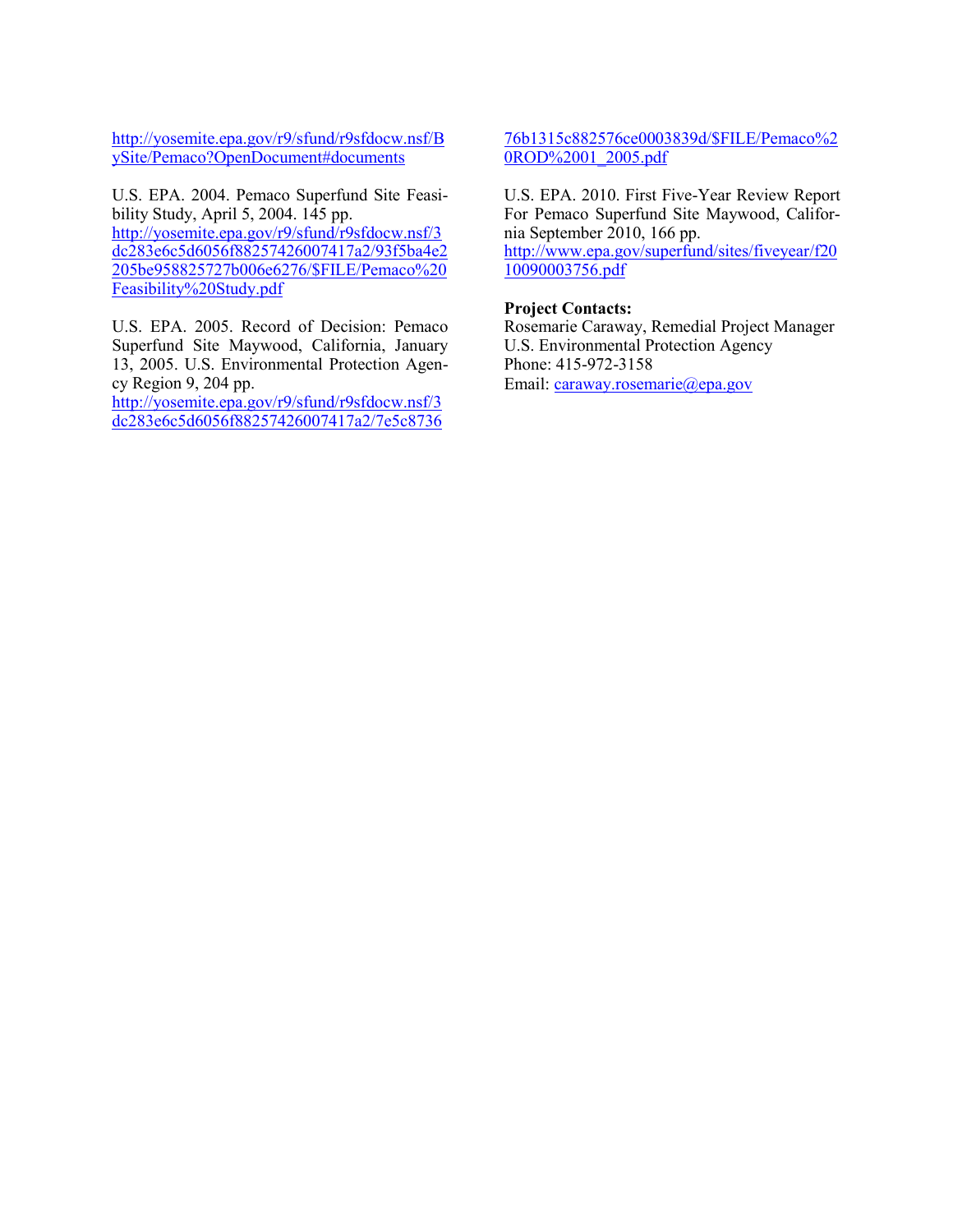http://yosemite.epa.gov/r9/sfund/r9sfdocw.nsf/BySite/Pemaco?OpenDocument#documents

U.S. EPA. 2004. Pemaco Superfund Site Feasibility Study, April 5, 2004. 145 pp. http://yosemite.epa.gov/r9/sfund/r9sfdocw.nsf/3dc283e6c5d6056f88257426007417a2/93f5ba4e2205be958825727b006e6276/$FILE/Pemaco%20Feasibility%20Study.pdf

U.S. EPA. 2005. Record of Decision: Pemaco Superfund Site Maywood, California, January 13, 2005. U.S. Environmental Protection Agency Region 9, 204 pp. http://yosemite.epa.gov/r9/sfund/r9sfdocw.nsf/3dc283e6c5d6056f88257426007417a2/7e5c873676b1315c882576ce0003839d/$FILE/Pemaco%20ROD%2001_2005.pdf

U.S. EPA. 2010. First Five-Year Review Report For Pemaco Superfund Site Maywood, California September 2010, 166 pp. http://www.epa.gov/superfund/sites/fiveyear/f2010090003756.pdf

**Project Contacts:**
Rosemarie Caraway, Remedial Project Manager
U.S. Environmental Protection Agency
Phone: 415-972-3158
Email: caraway.rosemarie@epa.gov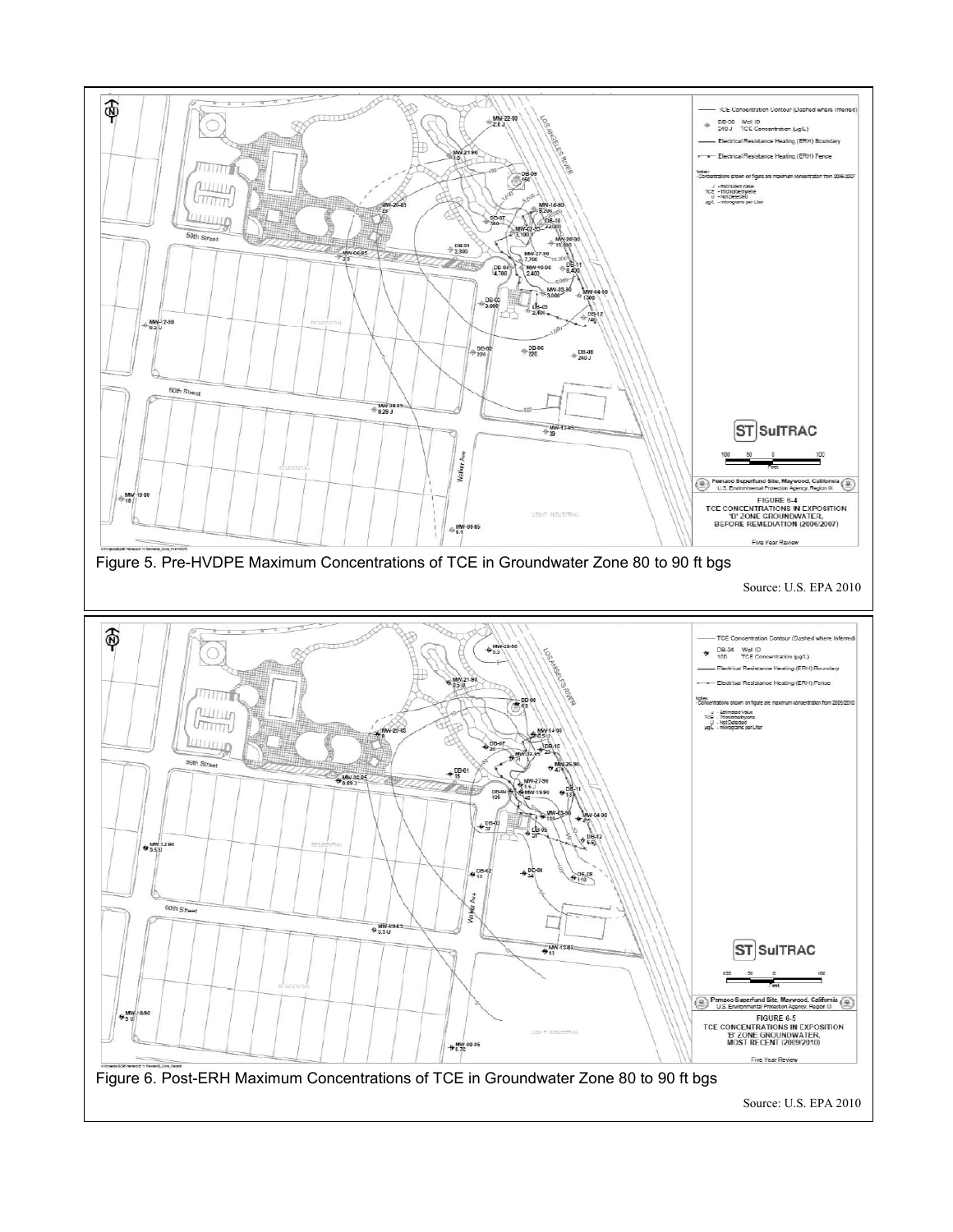Figure 5. Pre-HVDPE Maximum Concentrations of TCE in Groundwater Zone 80 to 90 ft bgs

Source: U.S. EPA 2010

Figure 6. Post-ERH Maximum Concentrations of TCE in Groundwater Zone 80 to 90 ft bgs

Source: U.S. EPA 2010